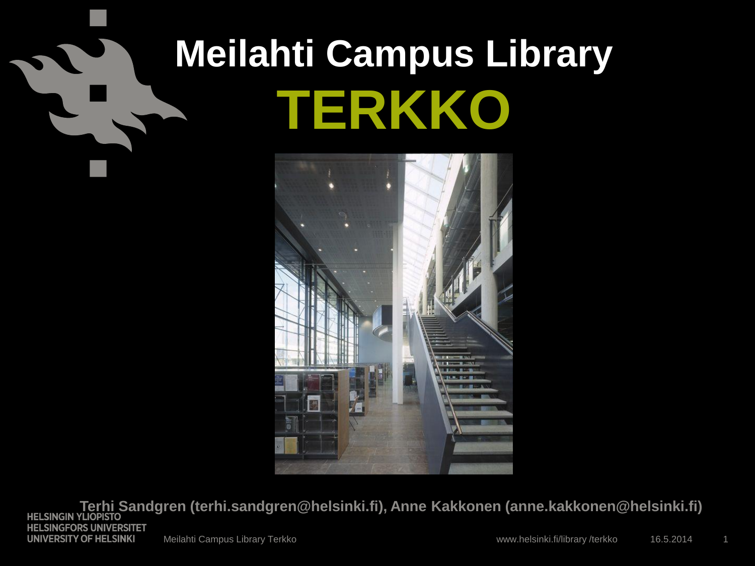# Meilahti Campus Library

# TERKKO

**Terhi Sandgren (terhi.sandgren@helsinki.fi), Anne Kakkonen (anne.kakkonen@helsinki.fi)**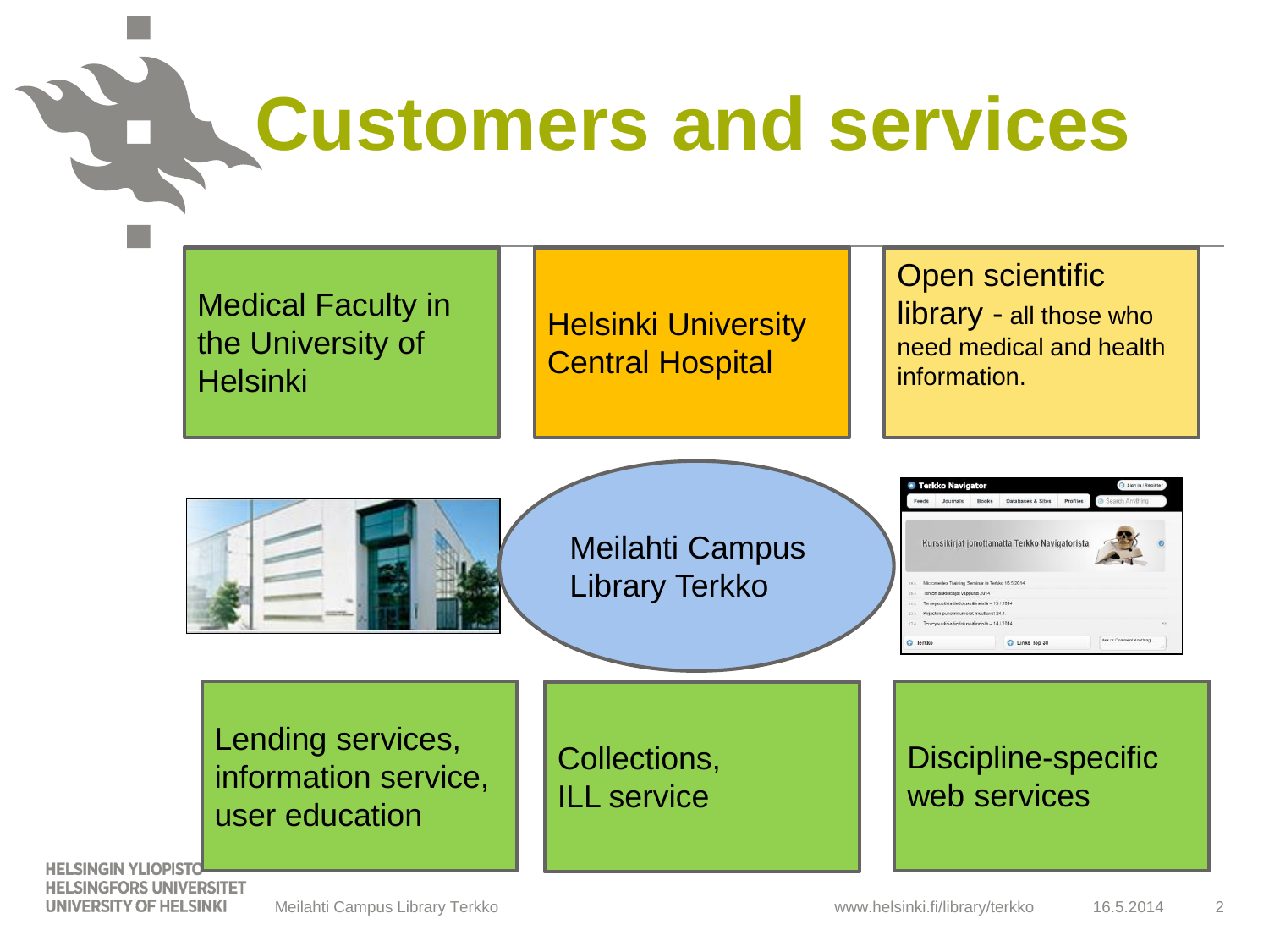# Customers and services

Medical Faculty in the University of Helsinki

Helsinki University Central Hospital

Open scientific library - all those who need medical and health information.

Meilahti Campus Library Terkko

Lending services, information service, user education

Collections, ILL service

Discipline-specific web services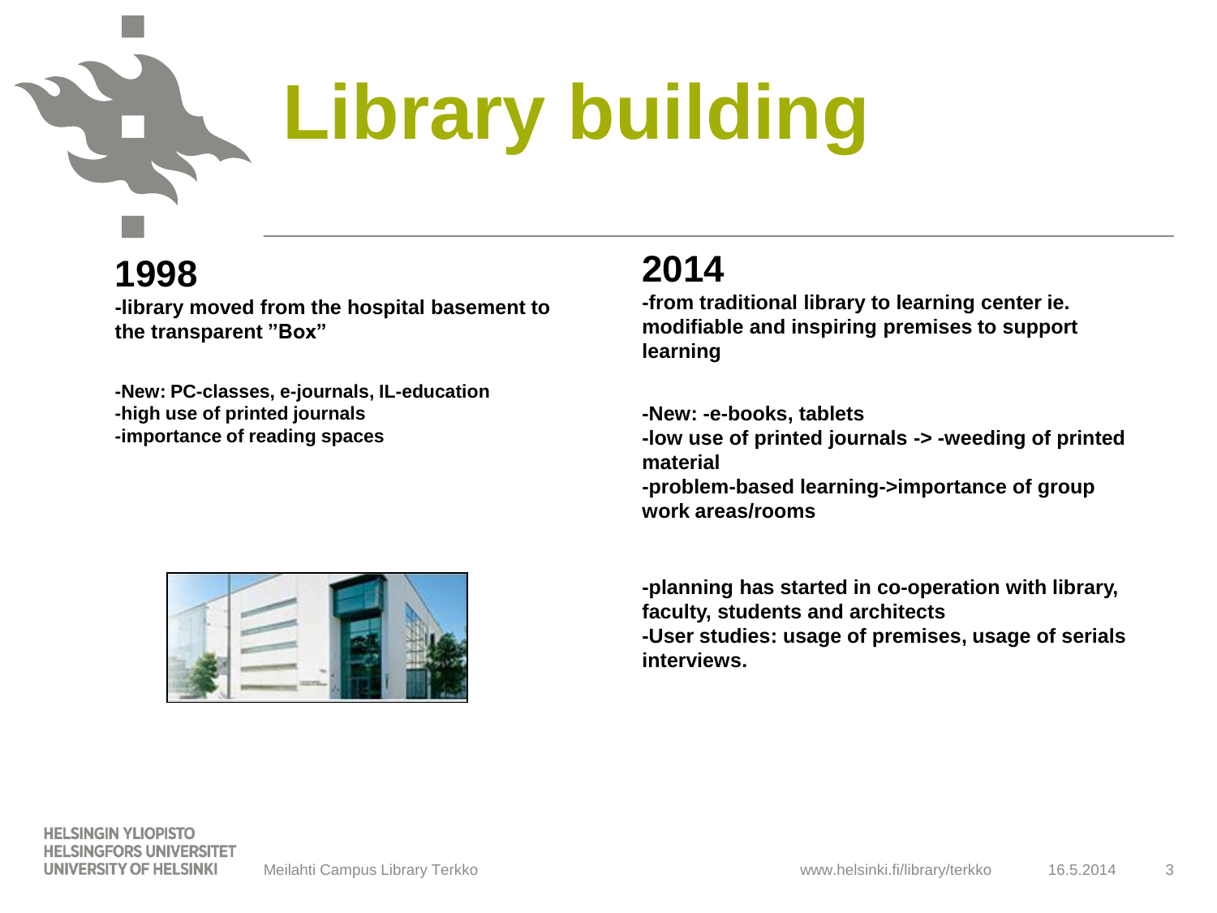# Library building

## 1998

**-library moved from the hospital basement to the transparent ”Box”**

**-New: PC-classes, e-journals, IL-education**
**-high use of printed journals**
**-importance of reading spaces**

## 2014

**-from traditional library to learning center ie. modifiable and inspiring premises to support learning**

**-New: -e-books, tablets**
**-low use of printed journals -> -weeding of printed material**
**-problem-based learning->importance of group work areas/rooms**

**-planning has started in co-operation with library, faculty, students and architects**
**-User studies: usage of premises, usage of serials interviews.**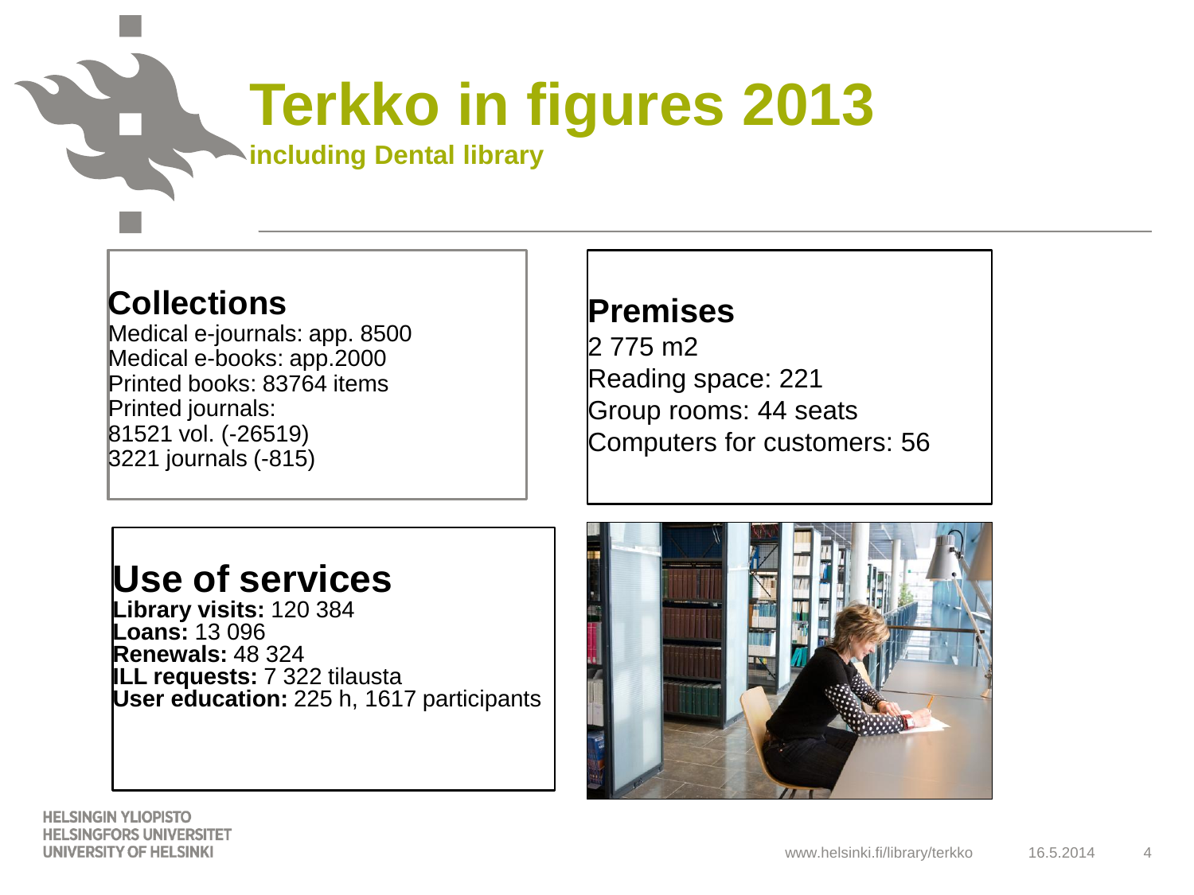# Terkko in figures 2013

**including Dental library**

## Collections

Medical e-journals: app. 8500
Medical e-books: app.2000
Printed books: 83764 items
Printed journals:
81521 vol. (-26519)
3221 journals (-815)

## Premises

2 775 m2
Reading space: 221
Group rooms: 44 seats
Computers for customers: 56

## Use of services

**Library visits:** 120 384
**Loans:** 13 096
**Renewals:** 48 324
**ILL requests:** 7 322 tilausta
**User education:** 225 h, 1617 participants